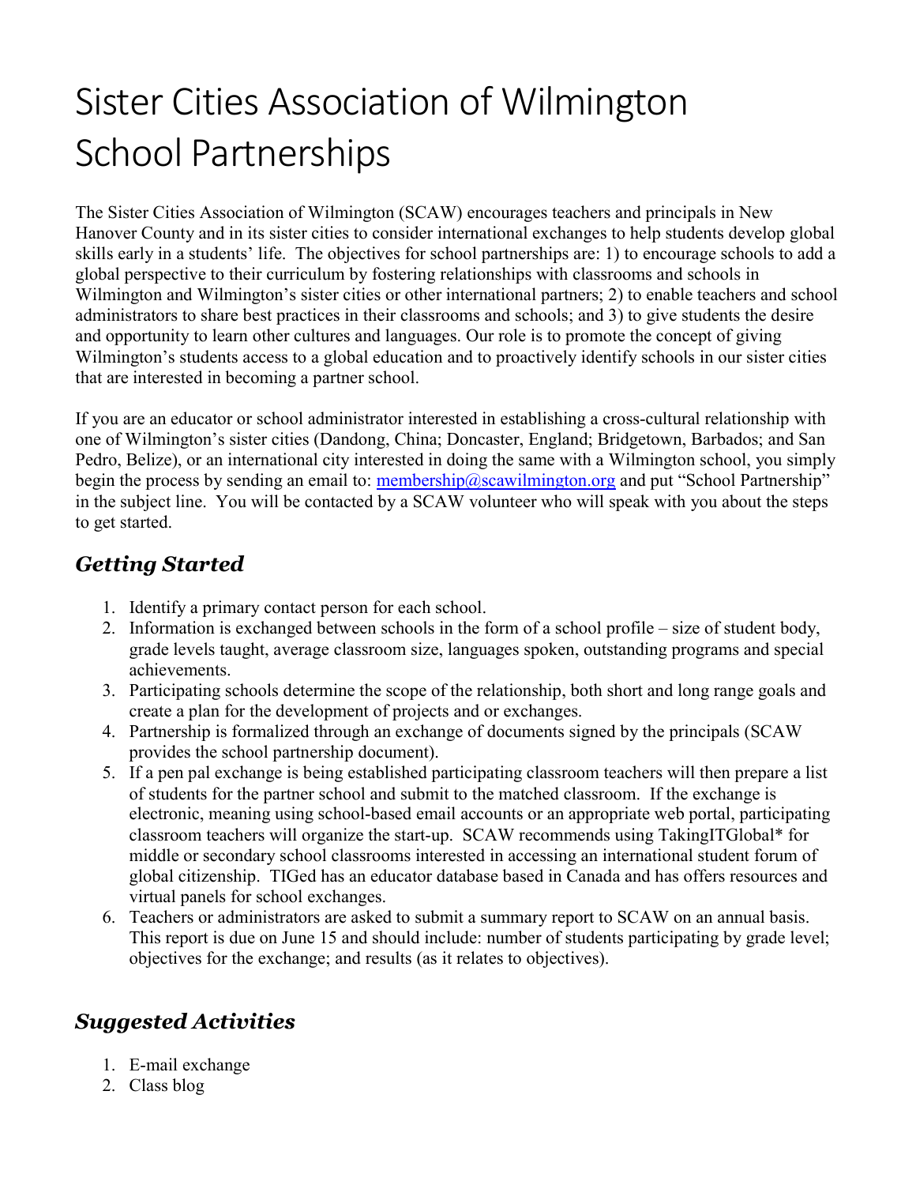# Sister Cities Association of Wilmington School Partnerships

The Sister Cities Association of Wilmington (SCAW) encourages teachers and principals in New Hanover County and in its sister cities to consider international exchanges to help students develop global skills early in a students' life. The objectives for school partnerships are: 1) to encourage schools to add a global perspective to their curriculum by fostering relationships with classrooms and schools in Wilmington and Wilmington's sister cities or other international partners; 2) to enable teachers and school administrators to share best practices in their classrooms and schools; and 3) to give students the desire and opportunity to learn other cultures and languages. Our role is to promote the concept of giving Wilmington's students access to a global education and to proactively identify schools in our sister cities that are interested in becoming a partner school.

If you are an educator or school administrator interested in establishing a cross-cultural relationship with one of Wilmington's sister cities (Dandong, China; Doncaster, England; Bridgetown, Barbados; and San Pedro, Belize), or an international city interested in doing the same with a Wilmington school, you simply begin the process by sending an email to: membership@scawilmington.org and put "School Partnership" in the subject line. You will be contacted by a SCAW volunteer who will speak with you about the steps to get started.

## *Getting Started*

1. Identify a primary contact person for each school.
2. Information is exchanged between schools in the form of a school profile – size of student body, grade levels taught, average classroom size, languages spoken, outstanding programs and special achievements.
3. Participating schools determine the scope of the relationship, both short and long range goals and create a plan for the development of projects and or exchanges.
4. Partnership is formalized through an exchange of documents signed by the principals (SCAW provides the school partnership document).
5. If a pen pal exchange is being established participating classroom teachers will then prepare a list of students for the partner school and submit to the matched classroom. If the exchange is electronic, meaning using school-based email accounts or an appropriate web portal, participating classroom teachers will organize the start-up. SCAW recommends using TakingITGlobal* for middle or secondary school classrooms interested in accessing an international student forum of global citizenship. TIGed has an educator database based in Canada and has offers resources and virtual panels for school exchanges.
6. Teachers or administrators are asked to submit a summary report to SCAW on an annual basis. This report is due on June 15 and should include: number of students participating by grade level; objectives for the exchange; and results (as it relates to objectives).

## *Suggested Activities*

1. E-mail exchange
2. Class blog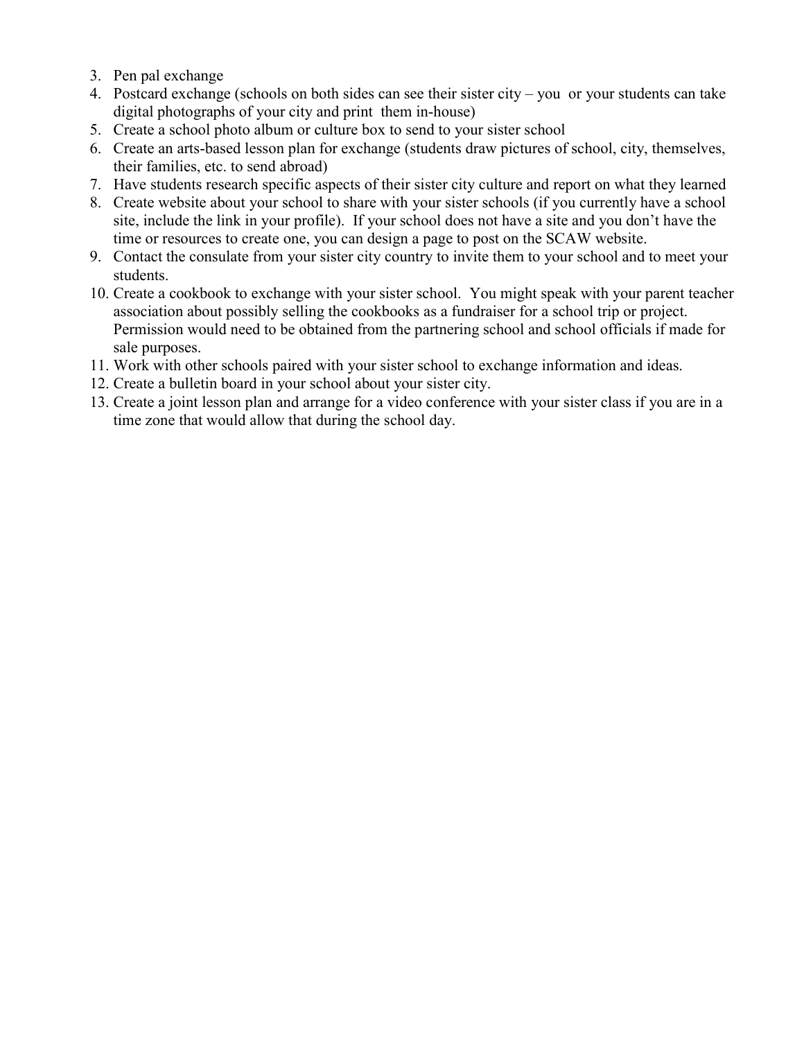3. Pen pal exchange
4. Postcard exchange (schools on both sides can see their sister city – you or your students can take digital photographs of your city and print them in-house)
5. Create a school photo album or culture box to send to your sister school
6. Create an arts-based lesson plan for exchange (students draw pictures of school, city, themselves, their families, etc. to send abroad)
7. Have students research specific aspects of their sister city culture and report on what they learned
8. Create website about your school to share with your sister schools (if you currently have a school site, include the link in your profile). If your school does not have a site and you don't have the time or resources to create one, you can design a page to post on the SCAW website.
9. Contact the consulate from your sister city country to invite them to your school and to meet your students.
10. Create a cookbook to exchange with your sister school. You might speak with your parent teacher association about possibly selling the cookbooks as a fundraiser for a school trip or project. Permission would need to be obtained from the partnering school and school officials if made for sale purposes.
11. Work with other schools paired with your sister school to exchange information and ideas.
12. Create a bulletin board in your school about your sister city.
13. Create a joint lesson plan and arrange for a video conference with your sister class if you are in a time zone that would allow that during the school day.